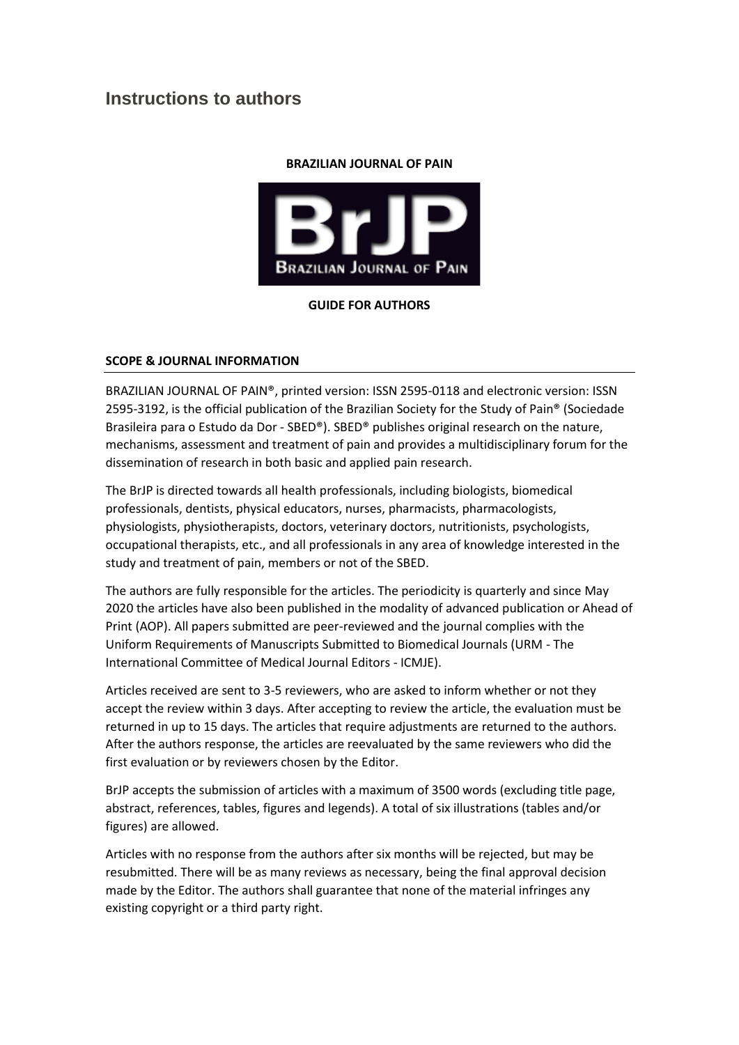# Instructions to authors

**BRAZILIAN JOURNAL OF PAIN**

**GUIDE FOR AUTHORS**

## SCOPE & JOURNAL INFORMATION

BRAZILIAN JOURNAL OF PAIN®, printed version: ISSN 2595-0118 and electronic version: ISSN 2595-3192, is the official publication of the Brazilian Society for the Study of Pain® (Sociedade Brasileira para o Estudo da Dor - SBED®). SBED® publishes original research on the nature, mechanisms, assessment and treatment of pain and provides a multidisciplinary forum for the dissemination of research in both basic and applied pain research.

The BrJP is directed towards all health professionals, including biologists, biomedical professionals, dentists, physical educators, nurses, pharmacists, pharmacologists, physiologists, physiotherapists, doctors, veterinary doctors, nutritionists, psychologists, occupational therapists, etc., and all professionals in any area of knowledge interested in the study and treatment of pain, members or not of the SBED.

The authors are fully responsible for the articles. The periodicity is quarterly and since May 2020 the articles have also been published in the modality of advanced publication or Ahead of Print (AOP). All papers submitted are peer-reviewed and the journal complies with the Uniform Requirements of Manuscripts Submitted to Biomedical Journals (URM - The International Committee of Medical Journal Editors - ICMJE).

Articles received are sent to 3-5 reviewers, who are asked to inform whether or not they accept the review within 3 days. After accepting to review the article, the evaluation must be returned in up to 15 days. The articles that require adjustments are returned to the authors. After the authors response, the articles are reevaluated by the same reviewers who did the first evaluation or by reviewers chosen by the Editor.

BrJP accepts the submission of articles with a maximum of 3500 words (excluding title page, abstract, references, tables, figures and legends). A total of six illustrations (tables and/or figures) are allowed.

Articles with no response from the authors after six months will be rejected, but may be resubmitted. There will be as many reviews as necessary, being the final approval decision made by the Editor. The authors shall guarantee that none of the material infringes any existing copyright or a third party right.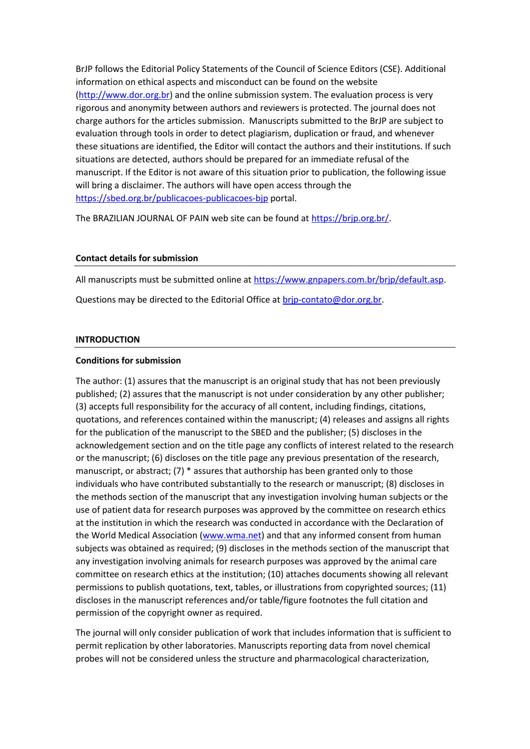BrJP follows the Editorial Policy Statements of the Council of Science Editors (CSE). Additional information on ethical aspects and misconduct can be found on the website (http://www.dor.org.br) and the online submission system. The evaluation process is very rigorous and anonymity between authors and reviewers is protected. The journal does not charge authors for the articles submission. Manuscripts submitted to the BrJP are subject to evaluation through tools in order to detect plagiarism, duplication or fraud, and whenever these situations are identified, the Editor will contact the authors and their institutions. If such situations are detected, authors should be prepared for an immediate refusal of the manuscript. If the Editor is not aware of this situation prior to publication, the following issue will bring a disclaimer. The authors will have open access through the https://sbed.org.br/publicacoes-publicacoes-bjp portal.

The BRAZILIAN JOURNAL OF PAIN web site can be found at https://brjp.org.br/.

### Contact details for submission

All manuscripts must be submitted online at https://www.gnpapers.com.br/brjp/default.asp.

Questions may be directed to the Editorial Office at brjp-contato@dor.org.br.

## INTRODUCTION

### Conditions for submission

The author: (1) assures that the manuscript is an original study that has not been previously published; (2) assures that the manuscript is not under consideration by any other publisher; (3) accepts full responsibility for the accuracy of all content, including findings, citations, quotations, and references contained within the manuscript; (4) releases and assigns all rights for the publication of the manuscript to the SBED and the publisher; (5) discloses in the acknowledgement section and on the title page any conflicts of interest related to the research or the manuscript; (6) discloses on the title page any previous presentation of the research, manuscript, or abstract; (7) * assures that authorship has been granted only to those individuals who have contributed substantially to the research or manuscript; (8) discloses in the methods section of the manuscript that any investigation involving human subjects or the use of patient data for research purposes was approved by the committee on research ethics at the institution in which the research was conducted in accordance with the Declaration of the World Medical Association (www.wma.net) and that any informed consent from human subjects was obtained as required; (9) discloses in the methods section of the manuscript that any investigation involving animals for research purposes was approved by the animal care committee on research ethics at the institution; (10) attaches documents showing all relevant permissions to publish quotations, text, tables, or illustrations from copyrighted sources; (11) discloses in the manuscript references and/or table/figure footnotes the full citation and permission of the copyright owner as required.

The journal will only consider publication of work that includes information that is sufficient to permit replication by other laboratories. Manuscripts reporting data from novel chemical probes will not be considered unless the structure and pharmacological characterization,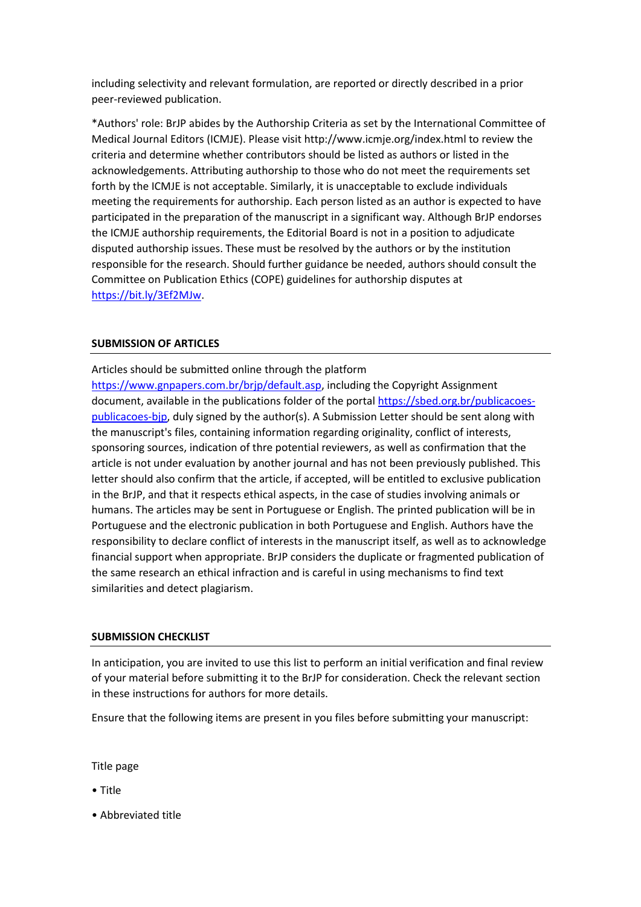including selectivity and relevant formulation, are reported or directly described in a prior peer-reviewed publication.

*Authors' role: BrJP abides by the Authorship Criteria as set by the International Committee of Medical Journal Editors (ICMJE). Please visit http://www.icmje.org/index.html to review the criteria and determine whether contributors should be listed as authors or listed in the acknowledgements. Attributing authorship to those who do not meet the requirements set forth by the ICMJE is not acceptable. Similarly, it is unacceptable to exclude individuals meeting the requirements for authorship. Each person listed as an author is expected to have participated in the preparation of the manuscript in a significant way. Although BrJP endorses the ICMJE authorship requirements, the Editorial Board is not in a position to adjudicate disputed authorship issues. These must be resolved by the authors or by the institution responsible for the research. Should further guidance be needed, authors should consult the Committee on Publication Ethics (COPE) guidelines for authorship disputes at https://bit.ly/3Ef2MJw.

## SUBMISSION OF ARTICLES

Articles should be submitted online through the platform https://www.gnpapers.com.br/brjp/default.asp, including the Copyright Assignment document, available in the publications folder of the portal https://sbed.org.br/publicacoes-publicacoes-bjp, duly signed by the author(s). A Submission Letter should be sent along with the manuscript's files, containing information regarding originality, conflict of interests, sponsoring sources, indication of thre potential reviewers, as well as confirmation that the article is not under evaluation by another journal and has not been previously published. This letter should also confirm that the article, if accepted, will be entitled to exclusive publication in the BrJP, and that it respects ethical aspects, in the case of studies involving animals or humans. The articles may be sent in Portuguese or English. The printed publication will be in Portuguese and the electronic publication in both Portuguese and English. Authors have the responsibility to declare conflict of interests in the manuscript itself, as well as to acknowledge financial support when appropriate. BrJP considers the duplicate or fragmented publication of the same research an ethical infraction and is careful in using mechanisms to find text similarities and detect plagiarism.

## SUBMISSION CHECKLIST

In anticipation, you are invited to use this list to perform an initial verification and final review of your material before submitting it to the BrJP for consideration. Check the relevant section in these instructions for authors for more details.

Ensure that the following items are present in you files before submitting your manuscript:

Title page

- Title
- Abbreviated title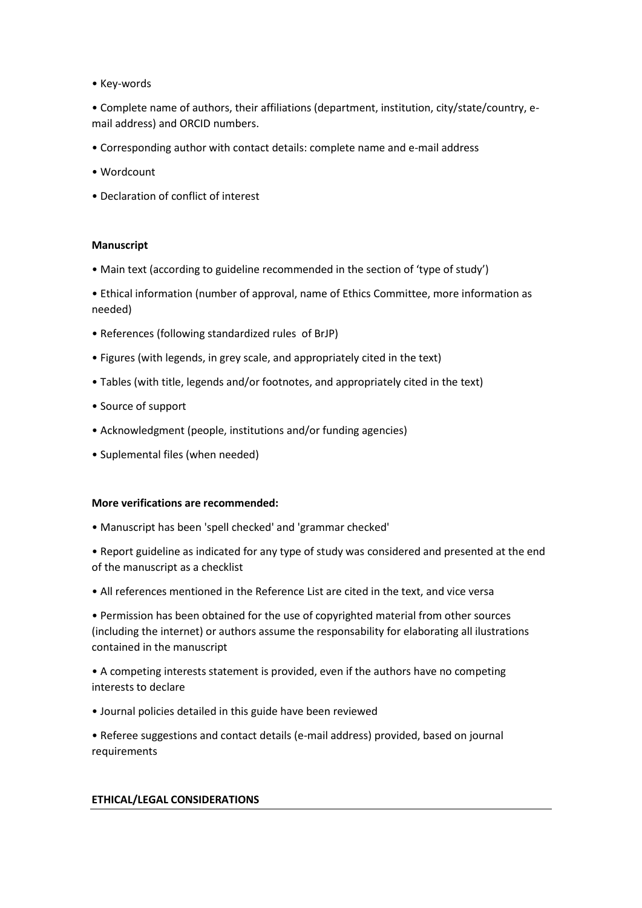- Key-words
- Complete name of authors, their affiliations (department, institution, city/state/country, e-mail address) and ORCID numbers.
- Corresponding author with contact details: complete name and e-mail address
- Wordcount
- Declaration of conflict of interest

**Manuscript**

- Main text (according to guideline recommended in the section of 'type of study')
- Ethical information (number of approval, name of Ethics Committee, more information as needed)
- References (following standardized rules of BrJP)
- Figures (with legends, in grey scale, and appropriately cited in the text)
- Tables (with title, legends and/or footnotes, and appropriately cited in the text)
- Source of support
- Acknowledgment (people, institutions and/or funding agencies)
- Suplemental files (when needed)

**More verifications are recommended:**

- Manuscript has been 'spell checked' and 'grammar checked'
- Report guideline as indicated for any type of study was considered and presented at the end of the manuscript as a checklist
- All references mentioned in the Reference List are cited in the text, and vice versa
- Permission has been obtained for the use of copyrighted material from other sources (including the internet) or authors assume the responsability for elaborating all ilustrations contained in the manuscript
- A competing interests statement is provided, even if the authors have no competing interests to declare
- Journal policies detailed in this guide have been reviewed
- Referee suggestions and contact details (e-mail address) provided, based on journal requirements

## ETHICAL/LEGAL CONSIDERATIONS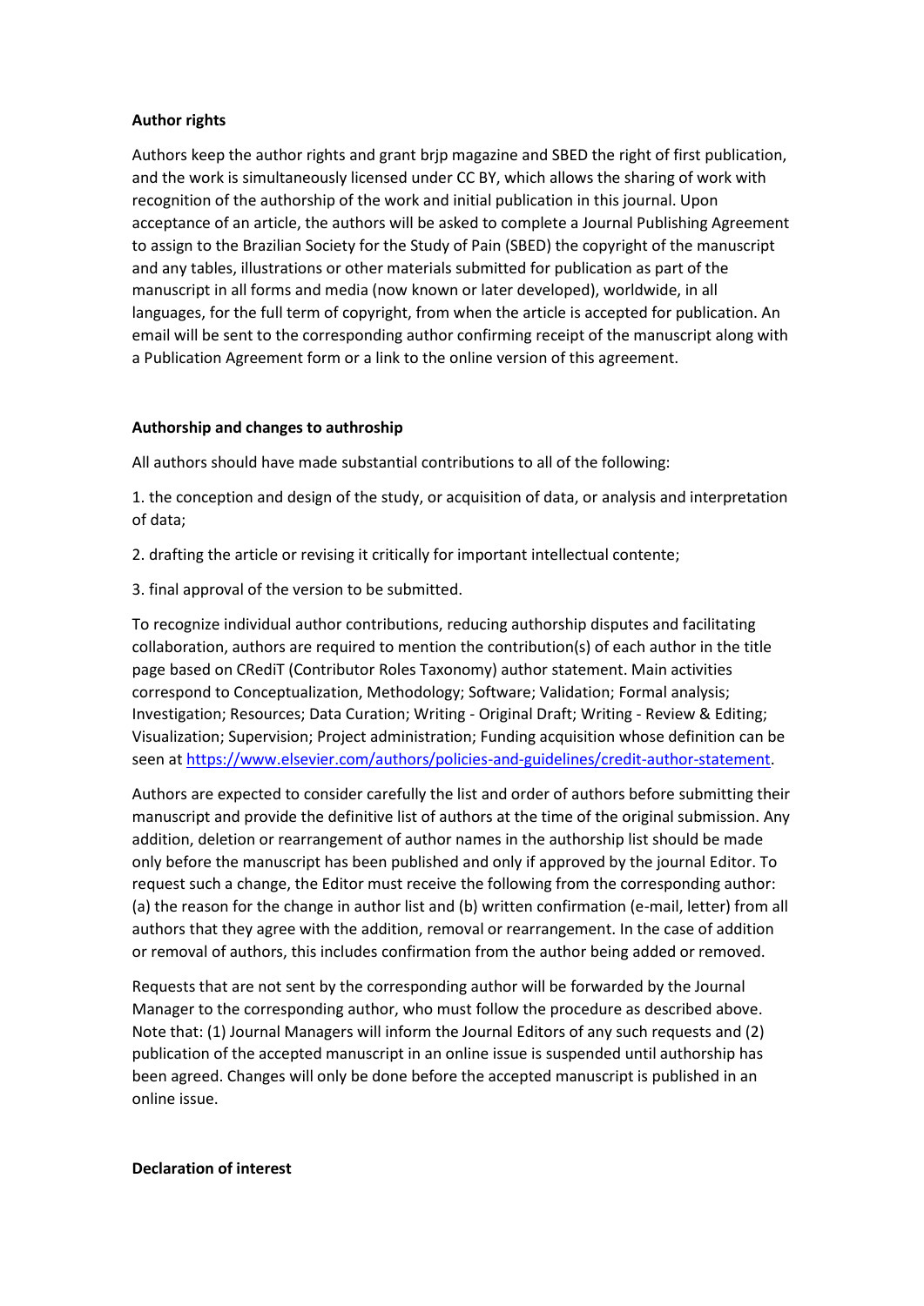**Author rights**

Authors keep the author rights and grant brjp magazine and SBED the right of first publication, and the work is simultaneously licensed under CC BY, which allows the sharing of work with recognition of the authorship of the work and initial publication in this journal. Upon acceptance of an article, the authors will be asked to complete a Journal Publishing Agreement to assign to the Brazilian Society for the Study of Pain (SBED) the copyright of the manuscript and any tables, illustrations or other materials submitted for publication as part of the manuscript in all forms and media (now known or later developed), worldwide, in all languages, for the full term of copyright, from when the article is accepted for publication. An email will be sent to the corresponding author confirming receipt of the manuscript along with a Publication Agreement form or a link to the online version of this agreement.

**Authorship and changes to authroship**

All authors should have made substantial contributions to all of the following:

1. the conception and design of the study, or acquisition of data, or analysis and interpretation of data;

2. drafting the article or revising it critically for important intellectual contente;

3. final approval of the version to be submitted.

To recognize individual author contributions, reducing authorship disputes and facilitating collaboration, authors are required to mention the contribution(s) of each author in the title page based on CRediT (Contributor Roles Taxonomy) author statement. Main activities correspond to Conceptualization, Methodology; Software; Validation; Formal analysis; Investigation; Resources; Data Curation; Writing - Original Draft; Writing - Review & Editing; Visualization; Supervision; Project administration; Funding acquisition whose definition can be seen at [https://www.elsevier.com/authors/policies-and-guidelines/credit-author-statement](https://www.elsevier.com/authors/policies-and-guidelines/credit-author-statement).

Authors are expected to consider carefully the list and order of authors before submitting their manuscript and provide the definitive list of authors at the time of the original submission. Any addition, deletion or rearrangement of author names in the authorship list should be made only before the manuscript has been published and only if approved by the journal Editor. To request such a change, the Editor must receive the following from the corresponding author: (a) the reason for the change in author list and (b) written confirmation (e-mail, letter) from all authors that they agree with the addition, removal or rearrangement. In the case of addition or removal of authors, this includes confirmation from the author being added or removed.

Requests that are not sent by the corresponding author will be forwarded by the Journal Manager to the corresponding author, who must follow the procedure as described above. Note that: (1) Journal Managers will inform the Journal Editors of any such requests and (2) publication of the accepted manuscript in an online issue is suspended until authorship has been agreed. Changes will only be done before the accepted manuscript is published in an online issue.

**Declaration of interest**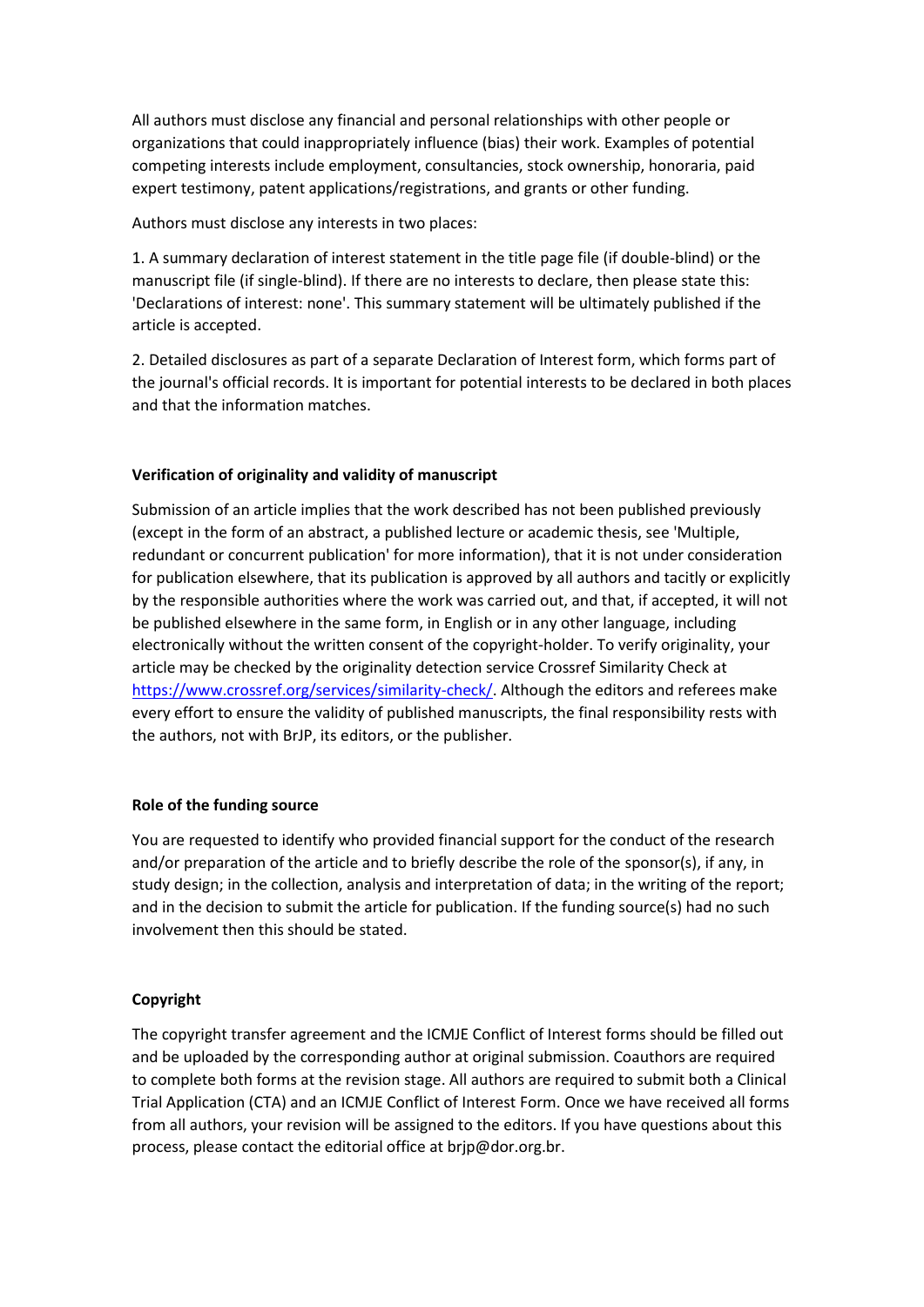All authors must disclose any financial and personal relationships with other people or organizations that could inappropriately influence (bias) their work. Examples of potential competing interests include employment, consultancies, stock ownership, honoraria, paid expert testimony, patent applications/registrations, and grants or other funding.

Authors must disclose any interests in two places:

1. A summary declaration of interest statement in the title page file (if double-blind) or the manuscript file (if single-blind). If there are no interests to declare, then please state this: 'Declarations of interest: none'. This summary statement will be ultimately published if the article is accepted.

2. Detailed disclosures as part of a separate Declaration of Interest form, which forms part of the journal's official records. It is important for potential interests to be declared in both places and that the information matches.

**Verification of originality and validity of manuscript**

Submission of an article implies that the work described has not been published previously (except in the form of an abstract, a published lecture or academic thesis, see 'Multiple, redundant or concurrent publication' for more information), that it is not under consideration for publication elsewhere, that its publication is approved by all authors and tacitly or explicitly by the responsible authorities where the work was carried out, and that, if accepted, it will not be published elsewhere in the same form, in English or in any other language, including electronically without the written consent of the copyright-holder. To verify originality, your article may be checked by the originality detection service Crossref Similarity Check at https://www.crossref.org/services/similarity-check/. Although the editors and referees make every effort to ensure the validity of published manuscripts, the final responsibility rests with the authors, not with BrJP, its editors, or the publisher.

**Role of the funding source**

You are requested to identify who provided financial support for the conduct of the research and/or preparation of the article and to briefly describe the role of the sponsor(s), if any, in study design; in the collection, analysis and interpretation of data; in the writing of the report; and in the decision to submit the article for publication. If the funding source(s) had no such involvement then this should be stated.

**Copyright**

The copyright transfer agreement and the ICMJE Conflict of Interest forms should be filled out and be uploaded by the corresponding author at original submission. Coauthors are required to complete both forms at the revision stage. All authors are required to submit both a Clinical Trial Application (CTA) and an ICMJE Conflict of Interest Form. Once we have received all forms from all authors, your revision will be assigned to the editors. If you have questions about this process, please contact the editorial office at brjp@dor.org.br.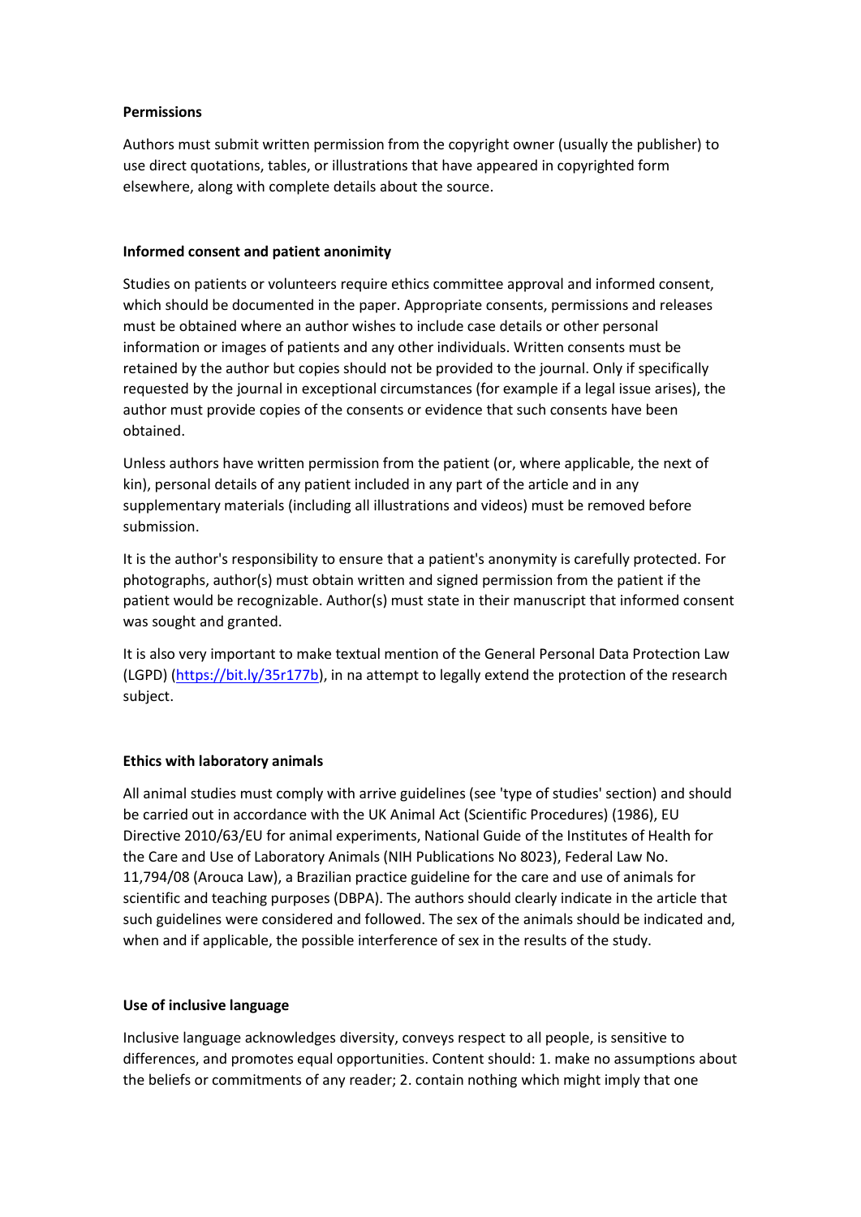**Permissions**

Authors must submit written permission from the copyright owner (usually the publisher) to use direct quotations, tables, or illustrations that have appeared in copyrighted form elsewhere, along with complete details about the source.

**Informed consent and patient anonimity**

Studies on patients or volunteers require ethics committee approval and informed consent, which should be documented in the paper. Appropriate consents, permissions and releases must be obtained where an author wishes to include case details or other personal information or images of patients and any other individuals. Written consents must be retained by the author but copies should not be provided to the journal. Only if specifically requested by the journal in exceptional circumstances (for example if a legal issue arises), the author must provide copies of the consents or evidence that such consents have been obtained.

Unless authors have written permission from the patient (or, where applicable, the next of kin), personal details of any patient included in any part of the article and in any supplementary materials (including all illustrations and videos) must be removed before submission.

It is the author's responsibility to ensure that a patient's anonymity is carefully protected. For photographs, author(s) must obtain written and signed permission from the patient if the patient would be recognizable. Author(s) must state in their manuscript that informed consent was sought and granted.

It is also very important to make textual mention of the General Personal Data Protection Law (LGPD) (https://bit.ly/35r177b), in na attempt to legally extend the protection of the research subject.

**Ethics with laboratory animals**

All animal studies must comply with arrive guidelines (see 'type of studies' section) and should be carried out in accordance with the UK Animal Act (Scientific Procedures) (1986), EU Directive 2010/63/EU for animal experiments, National Guide of the Institutes of Health for the Care and Use of Laboratory Animals (NIH Publications No 8023), Federal Law No. 11,794/08 (Arouca Law), a Brazilian practice guideline for the care and use of animals for scientific and teaching purposes (DBPA). The authors should clearly indicate in the article that such guidelines were considered and followed. The sex of the animals should be indicated and, when and if applicable, the possible interference of sex in the results of the study.

**Use of inclusive language**

Inclusive language acknowledges diversity, conveys respect to all people, is sensitive to differences, and promotes equal opportunities. Content should: 1. make no assumptions about the beliefs or commitments of any reader; 2. contain nothing which might imply that one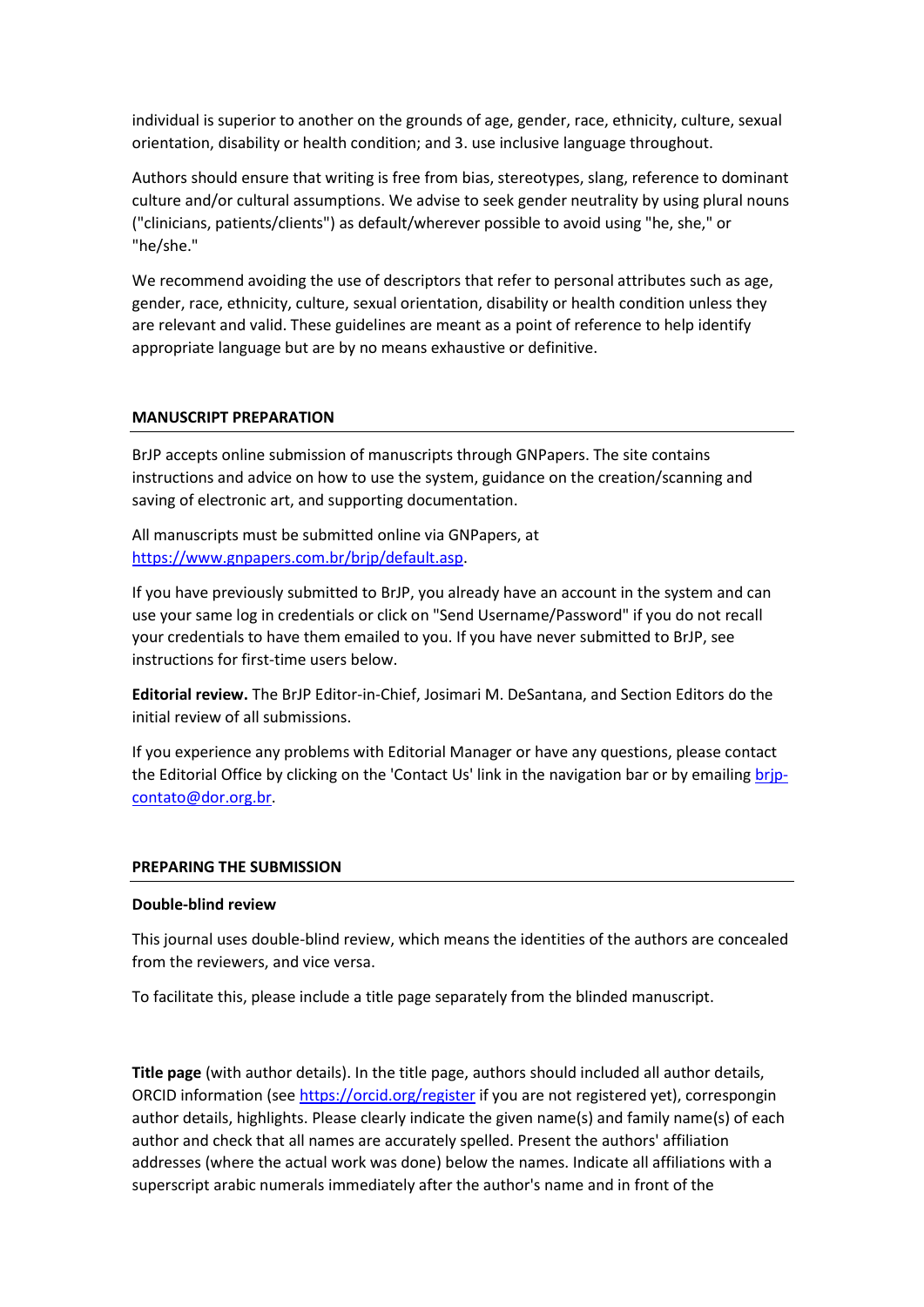individual is superior to another on the grounds of age, gender, race, ethnicity, culture, sexual orientation, disability or health condition; and 3. use inclusive language throughout.

Authors should ensure that writing is free from bias, stereotypes, slang, reference to dominant culture and/or cultural assumptions. We advise to seek gender neutrality by using plural nouns ("clinicians, patients/clients") as default/wherever possible to avoid using "he, she," or "he/she."

We recommend avoiding the use of descriptors that refer to personal attributes such as age, gender, race, ethnicity, culture, sexual orientation, disability or health condition unless they are relevant and valid. These guidelines are meant as a point of reference to help identify appropriate language but are by no means exhaustive or definitive.

## MANUSCRIPT PREPARATION

BrJP accepts online submission of manuscripts through GNPapers. The site contains instructions and advice on how to use the system, guidance on the creation/scanning and saving of electronic art, and supporting documentation.

All manuscripts must be submitted online via GNPapers, at [https://www.gnpapers.com.br/brjp/default.asp](https://www.gnpapers.com.br/brjp/default.asp).

If you have previously submitted to BrJP, you already have an account in the system and can use your same log in credentials or click on "Send Username/Password" if you do not recall your credentials to have them emailed to you. If you have never submitted to BrJP, see instructions for first-time users below.

**Editorial review.** The BrJP Editor-in-Chief, Josimari M. DeSantana, and Section Editors do the initial review of all submissions.

If you experience any problems with Editorial Manager or have any questions, please contact the Editorial Office by clicking on the 'Contact Us' link in the navigation bar or by emailing [brjp-contato@dor.org.br](mailto:brjp-contato@dor.org.br).

## PREPARING THE SUBMISSION

### Double-blind review

This journal uses double-blind review, which means the identities of the authors are concealed from the reviewers, and vice versa.

To facilitate this, please include a title page separately from the blinded manuscript.

**Title page** (with author details). In the title page, authors should included all author details, ORCID information (see [https://orcid.org/register](https://orcid.org/register) if you are not registered yet), correspongin author details, highlights. Please clearly indicate the given name(s) and family name(s) of each author and check that all names are accurately spelled. Present the authors' affiliation addresses (where the actual work was done) below the names. Indicate all affiliations with a superscript arabic numerals immediately after the author's name and in front of the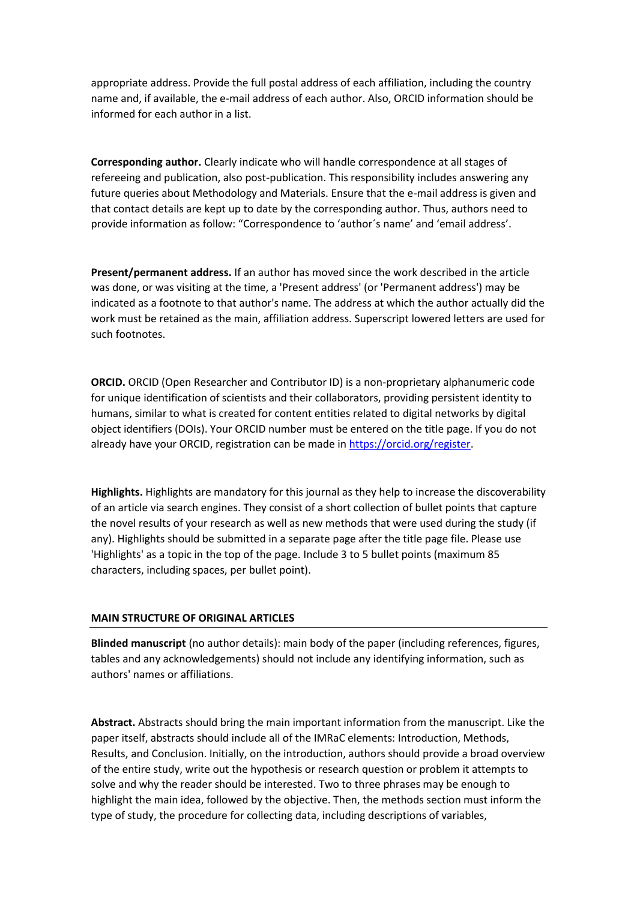appropriate address. Provide the full postal address of each affiliation, including the country name and, if available, the e-mail address of each author. Also, ORCID information should be informed for each author in a list.

**Corresponding author.** Clearly indicate who will handle correspondence at all stages of refereeing and publication, also post-publication. This responsibility includes answering any future queries about Methodology and Materials. Ensure that the e-mail address is given and that contact details are kept up to date by the corresponding author. Thus, authors need to provide information as follow: "Correspondence to 'author´s name' and 'email address'.

**Present/permanent address.** If an author has moved since the work described in the article was done, or was visiting at the time, a 'Present address' (or 'Permanent address') may be indicated as a footnote to that author's name. The address at which the author actually did the work must be retained as the main, affiliation address. Superscript lowered letters are used for such footnotes.

**ORCID.** ORCID (Open Researcher and Contributor ID) is a non-proprietary alphanumeric code for unique identification of scientists and their collaborators, providing persistent identity to humans, similar to what is created for content entities related to digital networks by digital object identifiers (DOIs). Your ORCID number must be entered on the title page. If you do not already have your ORCID, registration can be made in [https://orcid.org/register](https://orcid.org/register).

**Highlights.** Highlights are mandatory for this journal as they help to increase the discoverability of an article via search engines. They consist of a short collection of bullet points that capture the novel results of your research as well as new methods that were used during the study (if any). Highlights should be submitted in a separate page after the title page file. Please use 'Highlights' as a topic in the top of the page. Include 3 to 5 bullet points (maximum 85 characters, including spaces, per bullet point).

## MAIN STRUCTURE OF ORIGINAL ARTICLES

**Blinded manuscript** (no author details): main body of the paper (including references, figures, tables and any acknowledgements) should not include any identifying information, such as authors' names or affiliations.

**Abstract.** Abstracts should bring the main important information from the manuscript. Like the paper itself, abstracts should include all of the IMRaC elements: Introduction, Methods, Results, and Conclusion. Initially, on the introduction, authors should provide a broad overview of the entire study, write out the hypothesis or research question or problem it attempts to solve and why the reader should be interested. Two to three phrases may be enough to highlight the main idea, followed by the objective. Then, the methods section must inform the type of study, the procedure for collecting data, including descriptions of variables,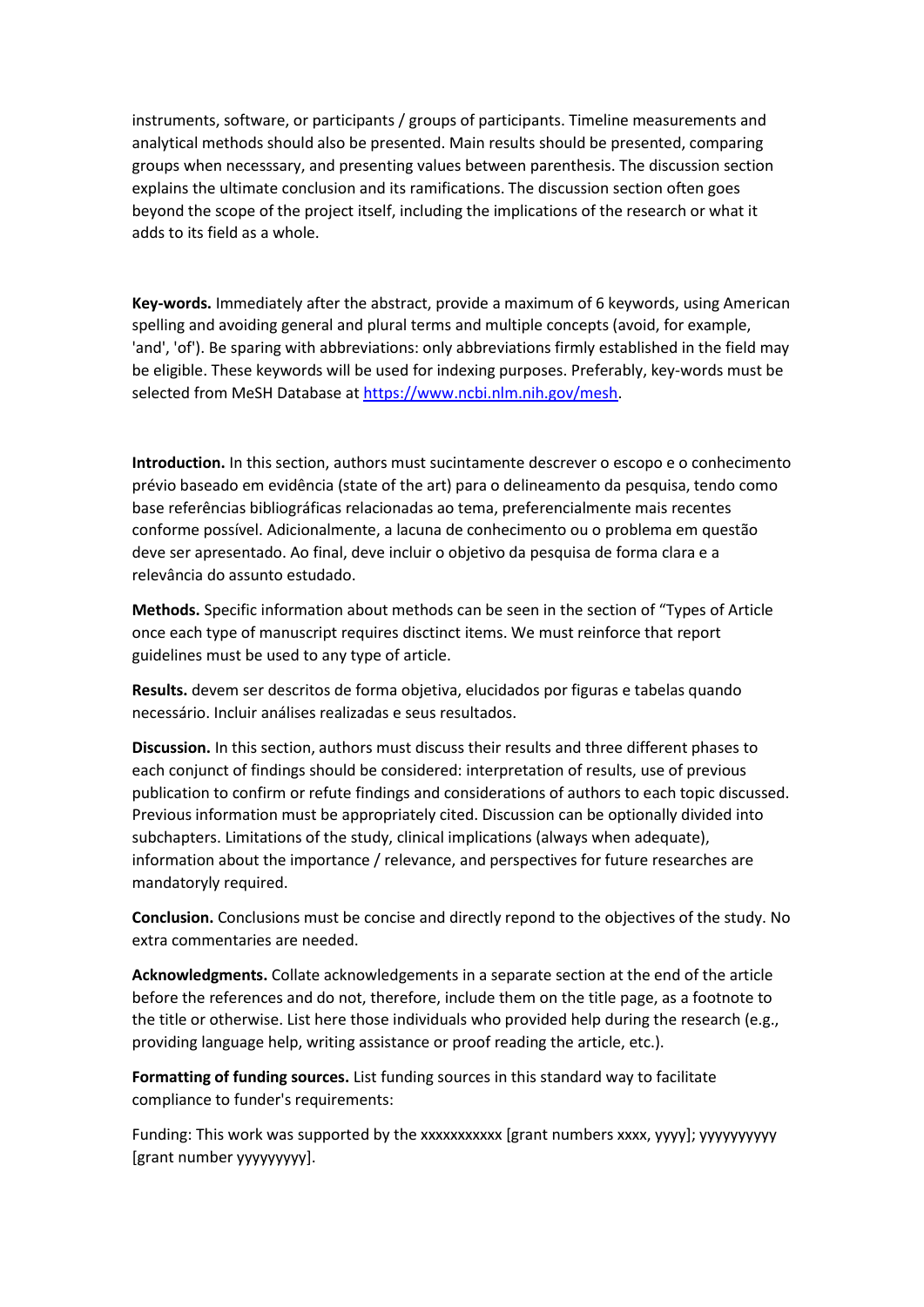instruments, software, or participants / groups of participants. Timeline measurements and analytical methods should also be presented. Main results should be presented, comparing groups when necesssary, and presenting values between parenthesis. The discussion section explains the ultimate conclusion and its ramifications. The discussion section often goes beyond the scope of the project itself, including the implications of the research or what it adds to its field as a whole.

**Key-words.** Immediately after the abstract, provide a maximum of 6 keywords, using American spelling and avoiding general and plural terms and multiple concepts (avoid, for example, 'and', 'of'). Be sparing with abbreviations: only abbreviations firmly established in the field may be eligible. These keywords will be used for indexing purposes. Preferably, key-words must be selected from MeSH Database at https://www.ncbi.nlm.nih.gov/mesh.

**Introduction.** In this section, authors must sucintamente descrever o escopo e o conhecimento prévio baseado em evidência (state of the art) para o delineamento da pesquisa, tendo como base referências bibliográficas relacionadas ao tema, preferencialmente mais recentes conforme possível. Adicionalmente, a lacuna de conhecimento ou o problema em questão deve ser apresentado. Ao final, deve incluir o objetivo da pesquisa de forma clara e a relevância do assunto estudado.

**Methods.** Specific information about methods can be seen in the section of "Types of Article once each type of manuscript requires disctinct items. We must reinforce that report guidelines must be used to any type of article.

**Results.** devem ser descritos de forma objetiva, elucidados por figuras e tabelas quando necessário. Incluir análises realizadas e seus resultados.

**Discussion.** In this section, authors must discuss their results and three different phases to each conjunct of findings should be considered: interpretation of results, use of previous publication to confirm or refute findings and considerations of authors to each topic discussed. Previous information must be appropriately cited. Discussion can be optionally divided into subchapters. Limitations of the study, clinical implications (always when adequate), information about the importance / relevance, and perspectives for future researches are mandatoryly required.

**Conclusion.** Conclusions must be concise and directly repond to the objectives of the study. No extra commentaries are needed.

**Acknowledgments.** Collate acknowledgements in a separate section at the end of the article before the references and do not, therefore, include them on the title page, as a footnote to the title or otherwise. List here those individuals who provided help during the research (e.g., providing language help, writing assistance or proof reading the article, etc.).

**Formatting of funding sources.** List funding sources in this standard way to facilitate compliance to funder's requirements:

Funding: This work was supported by the xxxxxxxxxxx [grant numbers xxxx, yyyy]; yyyyyyyyy [grant number yyyyyyyyy].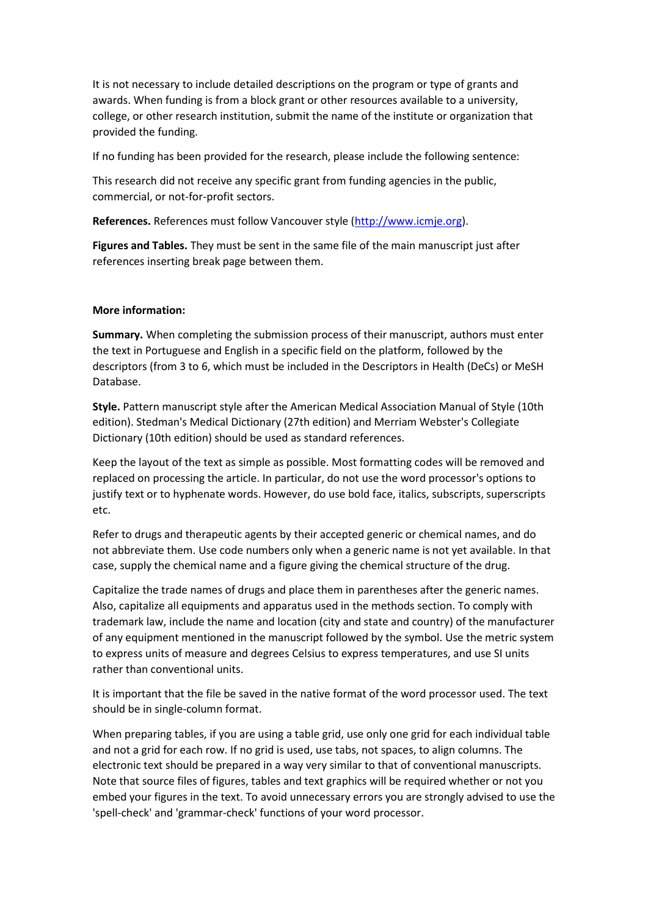It is not necessary to include detailed descriptions on the program or type of grants and awards. When funding is from a block grant or other resources available to a university, college, or other research institution, submit the name of the institute or organization that provided the funding.

If no funding has been provided for the research, please include the following sentence:

This research did not receive any specific grant from funding agencies in the public, commercial, or not-for-profit sectors.

**References.** References must follow Vancouver style (http://www.icmje.org).

**Figures and Tables.** They must be sent in the same file of the main manuscript just after references inserting break page between them.

**More information:**

**Summary.** When completing the submission process of their manuscript, authors must enter the text in Portuguese and English in a specific field on the platform, followed by the descriptors (from 3 to 6, which must be included in the Descriptors in Health (DeCs) or MeSH Database.

**Style.** Pattern manuscript style after the American Medical Association Manual of Style (10th edition). Stedman's Medical Dictionary (27th edition) and Merriam Webster's Collegiate Dictionary (10th edition) should be used as standard references.

Keep the layout of the text as simple as possible. Most formatting codes will be removed and replaced on processing the article. In particular, do not use the word processor's options to justify text or to hyphenate words. However, do use bold face, italics, subscripts, superscripts etc.

Refer to drugs and therapeutic agents by their accepted generic or chemical names, and do not abbreviate them. Use code numbers only when a generic name is not yet available. In that case, supply the chemical name and a figure giving the chemical structure of the drug.

Capitalize the trade names of drugs and place them in parentheses after the generic names. Also, capitalize all equipments and apparatus used in the methods section. To comply with trademark law, include the name and location (city and state and country) of the manufacturer of any equipment mentioned in the manuscript followed by the symbol. Use the metric system to express units of measure and degrees Celsius to express temperatures, and use SI units rather than conventional units.

It is important that the file be saved in the native format of the word processor used. The text should be in single-column format.

When preparing tables, if you are using a table grid, use only one grid for each individual table and not a grid for each row. If no grid is used, use tabs, not spaces, to align columns. The electronic text should be prepared in a way very similar to that of conventional manuscripts. Note that source files of figures, tables and text graphics will be required whether or not you embed your figures in the text. To avoid unnecessary errors you are strongly advised to use the 'spell-check' and 'grammar-check' functions of your word processor.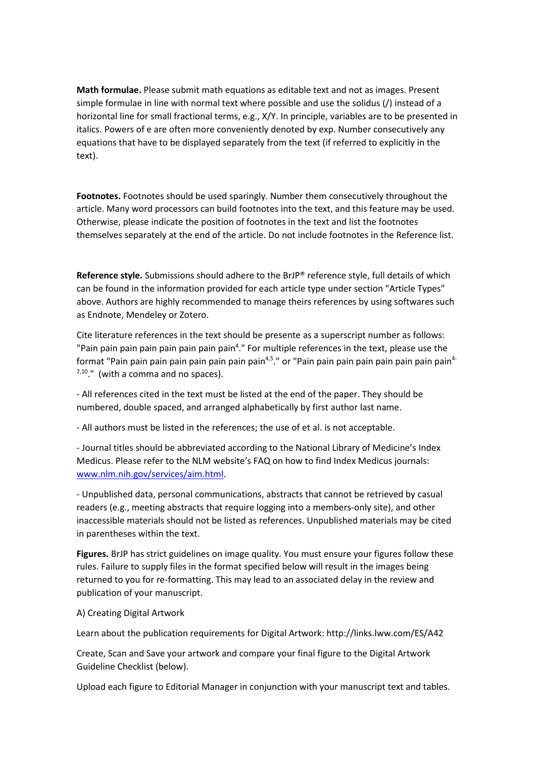**Math formulae.** Please submit math equations as editable text and not as images. Present simple formulae in line with normal text where possible and use the solidus (/) instead of a horizontal line for small fractional terms, e.g., X/Y. In principle, variables are to be presented in italics. Powers of e are often more conveniently denoted by exp. Number consecutively any equations that have to be displayed separately from the text (if referred to explicitly in the text).

**Footnotes.** Footnotes should be used sparingly. Number them consecutively throughout the article. Many word processors can build footnotes into the text, and this feature may be used. Otherwise, please indicate the position of footnotes in the text and list the footnotes themselves separately at the end of the article. Do not include footnotes in the Reference list.

**Reference style.** Submissions should adhere to the BrJP® reference style, full details of which can be found in the information provided for each article type under section "Article Types" above. Authors are highly recommended to manage theirs references by using softwares such as Endnote, Mendeley or Zotero.

Cite literature references in the text should be presente as a superscript number as follows: "Pain pain pain pain pain pain pain[4]." For multiple references in the text, please use the format "Pain pain pain pain pain pain pain[4,5]." or "Pain pain pain pain pain pain pain[4-7,10]." (with a comma and no spaces).

- All references cited in the text must be listed at the end of the paper. They should be numbered, double spaced, and arranged alphabetically by first author last name.

- All authors must be listed in the references; the use of et al. is not acceptable.

- Journal titles should be abbreviated according to the National Library of Medicine's Index Medicus. Please refer to the NLM website's FAQ on how to find Index Medicus journals: www.nlm.nih.gov/services/aim.html.

- Unpublished data, personal communications, abstracts that cannot be retrieved by casual readers (e.g., meeting abstracts that require logging into a members-only site), and other inaccessible materials should not be listed as references. Unpublished materials may be cited in parentheses within the text.

**Figures.** BrJP has strict guidelines on image quality. You must ensure your figures follow these rules. Failure to supply files in the format specified below will result in the images being returned to you for re-formatting. This may lead to an associated delay in the review and publication of your manuscript.

A) Creating Digital Artwork

Learn about the publication requirements for Digital Artwork: http://links.lww.com/ES/A42

Create, Scan and Save your artwork and compare your final figure to the Digital Artwork Guideline Checklist (below).

Upload each figure to Editorial Manager in conjunction with your manuscript text and tables.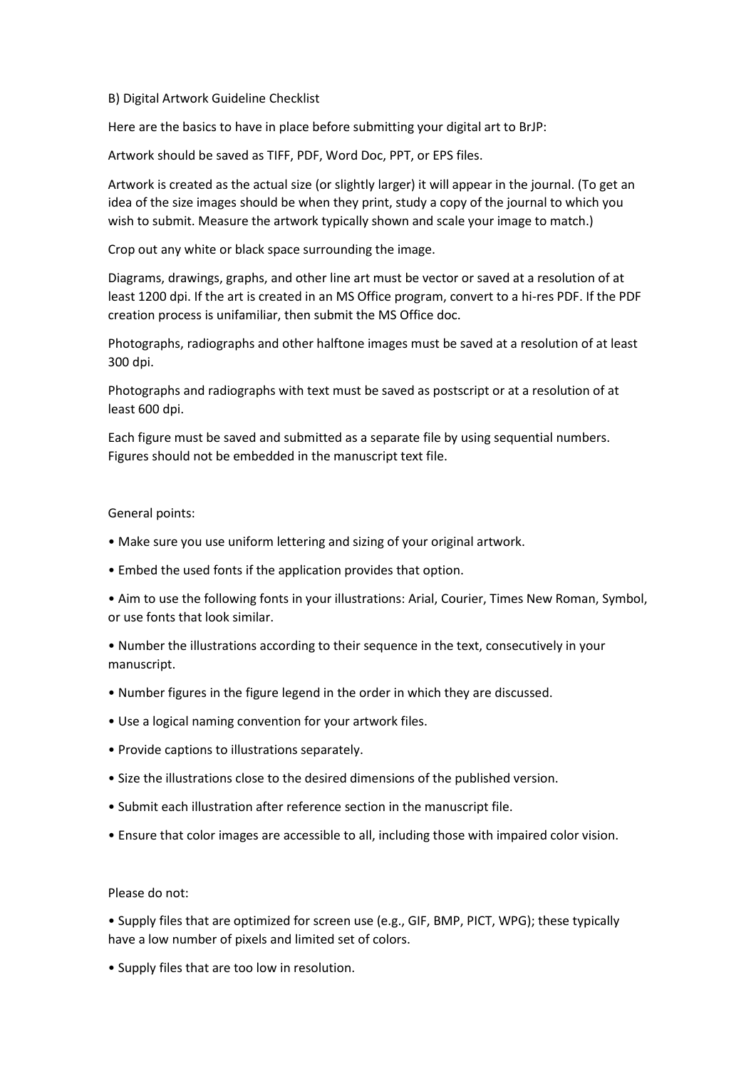## B) Digital Artwork Guideline Checklist

Here are the basics to have in place before submitting your digital art to BrJP:

Artwork should be saved as TIFF, PDF, Word Doc, PPT, or EPS files.

Artwork is created as the actual size (or slightly larger) it will appear in the journal. (To get an idea of the size images should be when they print, study a copy of the journal to which you wish to submit. Measure the artwork typically shown and scale your image to match.)

Crop out any white or black space surrounding the image.

Diagrams, drawings, graphs, and other line art must be vector or saved at a resolution of at least 1200 dpi. If the art is created in an MS Office program, convert to a hi-res PDF. If the PDF creation process is unifamiliar, then submit the MS Office doc.

Photographs, radiographs and other halftone images must be saved at a resolution of at least 300 dpi.

Photographs and radiographs with text must be saved as postscript or at a resolution of at least 600 dpi.

Each figure must be saved and submitted as a separate file by using sequential numbers. Figures should not be embedded in the manuscript text file.

General points:

- Make sure you use uniform lettering and sizing of your original artwork.
- Embed the used fonts if the application provides that option.
- Aim to use the following fonts in your illustrations: Arial, Courier, Times New Roman, Symbol, or use fonts that look similar.
- Number the illustrations according to their sequence in the text, consecutively in your manuscript.
- Number figures in the figure legend in the order in which they are discussed.
- Use a logical naming convention for your artwork files.
- Provide captions to illustrations separately.
- Size the illustrations close to the desired dimensions of the published version.
- Submit each illustration after reference section in the manuscript file.
- Ensure that color images are accessible to all, including those with impaired color vision.

Please do not:

- Supply files that are optimized for screen use (e.g., GIF, BMP, PICT, WPG); these typically have a low number of pixels and limited set of colors.
- Supply files that are too low in resolution.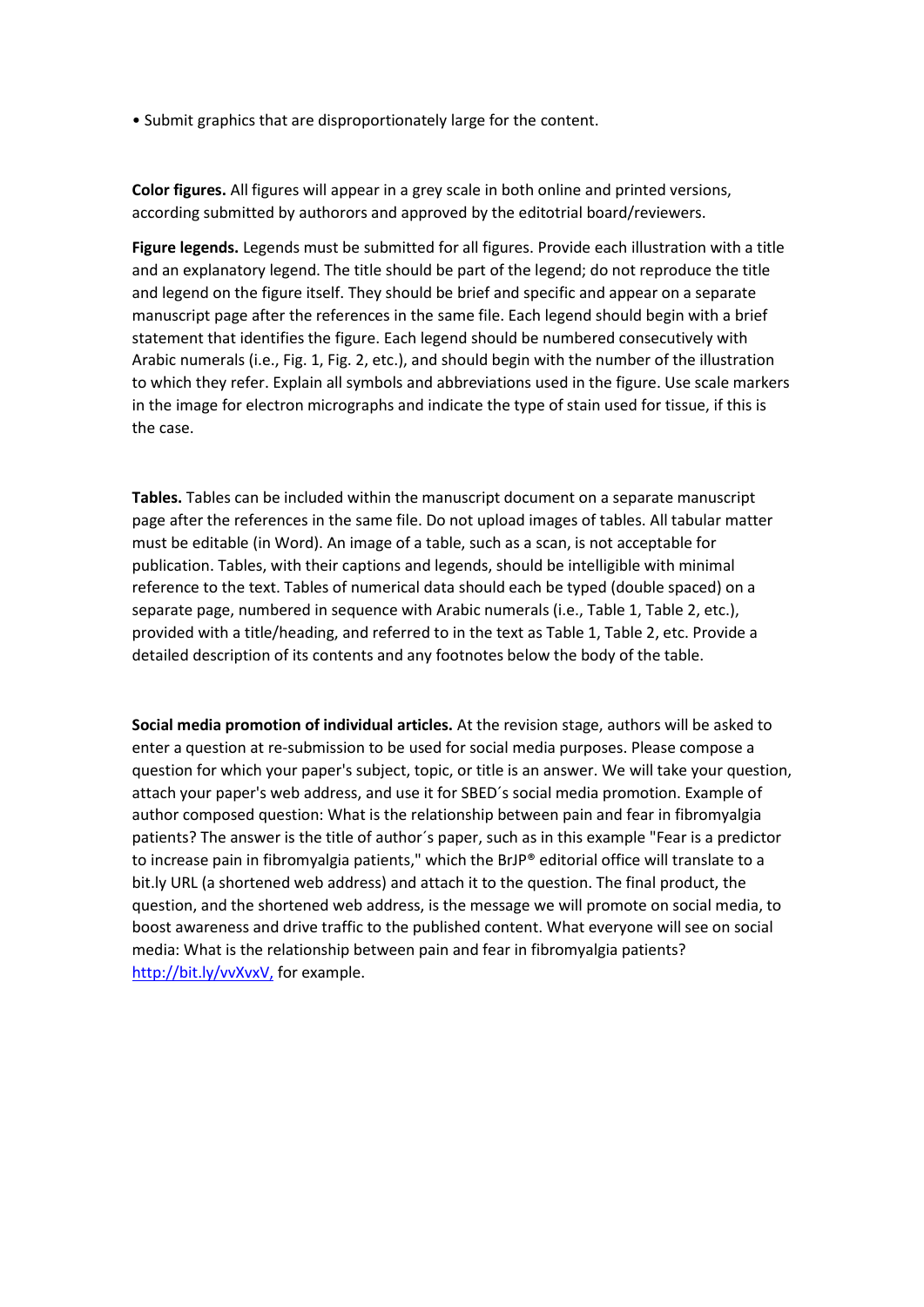• Submit graphics that are disproportionately large for the content.

**Color figures.** All figures will appear in a grey scale in both online and printed versions, according submitted by authorors and approved by the editotrial board/reviewers.

**Figure legends.** Legends must be submitted for all figures. Provide each illustration with a title and an explanatory legend. The title should be part of the legend; do not reproduce the title and legend on the figure itself. They should be brief and specific and appear on a separate manuscript page after the references in the same file. Each legend should begin with a brief statement that identifies the figure. Each legend should be numbered consecutively with Arabic numerals (i.e., Fig. 1, Fig. 2, etc.), and should begin with the number of the illustration to which they refer. Explain all symbols and abbreviations used in the figure. Use scale markers in the image for electron micrographs and indicate the type of stain used for tissue, if this is the case.

**Tables.** Tables can be included within the manuscript document on a separate manuscript page after the references in the same file. Do not upload images of tables. All tabular matter must be editable (in Word). An image of a table, such as a scan, is not acceptable for publication. Tables, with their captions and legends, should be intelligible with minimal reference to the text. Tables of numerical data should each be typed (double spaced) on a separate page, numbered in sequence with Arabic numerals (i.e., Table 1, Table 2, etc.), provided with a title/heading, and referred to in the text as Table 1, Table 2, etc. Provide a detailed description of its contents and any footnotes below the body of the table.

**Social media promotion of individual articles.** At the revision stage, authors will be asked to enter a question at re-submission to be used for social media purposes. Please compose a question for which your paper's subject, topic, or title is an answer. We will take your question, attach your paper's web address, and use it for SBED´s social media promotion. Example of author composed question: What is the relationship between pain and fear in fibromyalgia patients? The answer is the title of author´s paper, such as in this example "Fear is a predictor to increase pain in fibromyalgia patients," which the BrJP® editorial office will translate to a bit.ly URL (a shortened web address) and attach it to the question. The final product, the question, and the shortened web address, is the message we will promote on social media, to boost awareness and drive traffic to the published content. What everyone will see on social media: What is the relationship between pain and fear in fibromyalgia patients? http://bit.ly/vvXvxV, for example.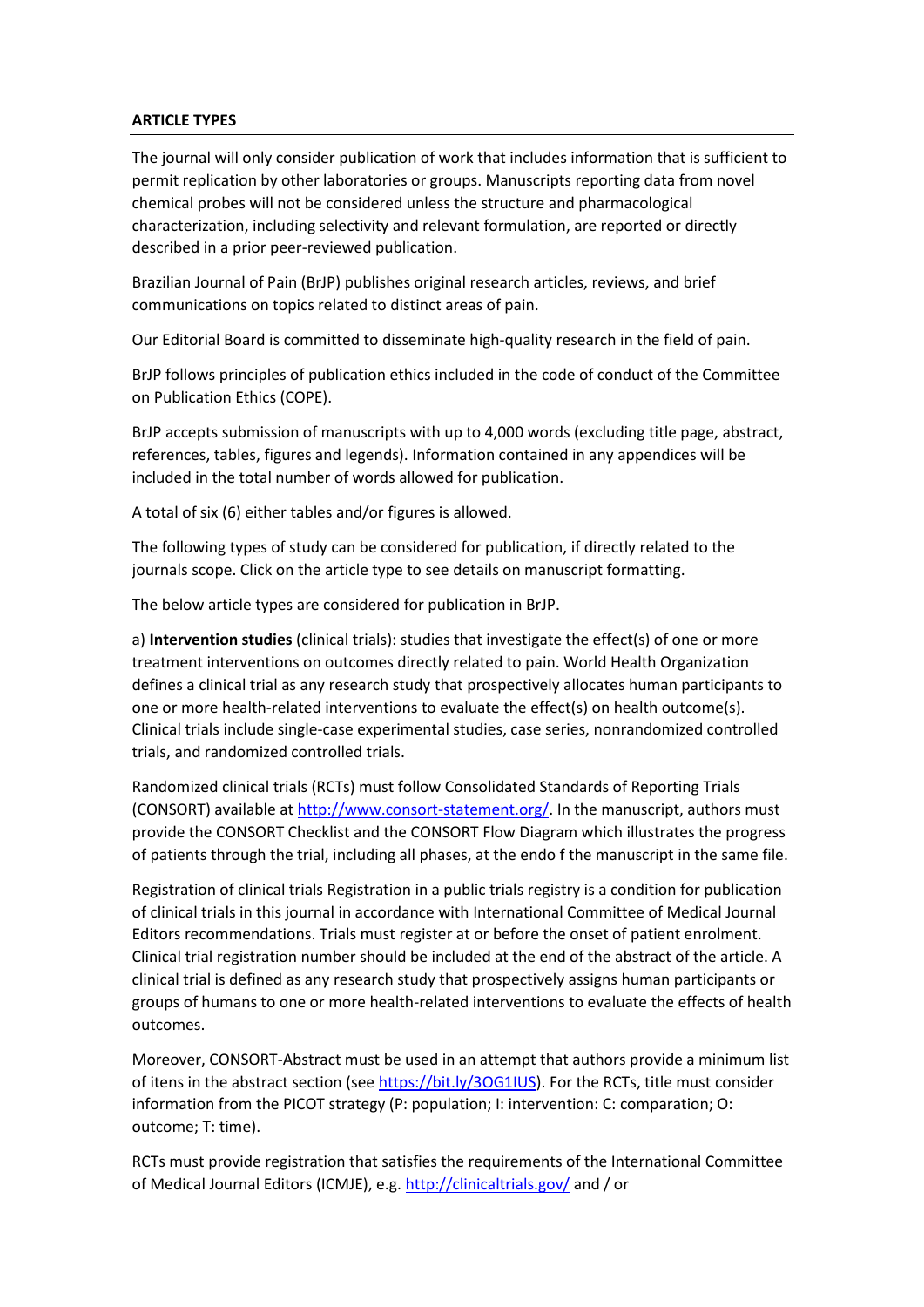**ARTICLE TYPES**

The journal will only consider publication of work that includes information that is sufficient to permit replication by other laboratories or groups. Manuscripts reporting data from novel chemical probes will not be considered unless the structure and pharmacological characterization, including selectivity and relevant formulation, are reported or directly described in a prior peer-reviewed publication.

Brazilian Journal of Pain (BrJP) publishes original research articles, reviews, and brief communications on topics related to distinct areas of pain.

Our Editorial Board is committed to disseminate high-quality research in the field of pain.

BrJP follows principles of publication ethics included in the code of conduct of the Committee on Publication Ethics (COPE).

BrJP accepts submission of manuscripts with up to 4,000 words (excluding title page, abstract, references, tables, figures and legends). Information contained in any appendices will be included in the total number of words allowed for publication.

A total of six (6) either tables and/or figures is allowed.

The following types of study can be considered for publication, if directly related to the journals scope. Click on the article type to see details on manuscript formatting.

The below article types are considered for publication in BrJP.

a) **Intervention studies** (clinical trials): studies that investigate the effect(s) of one or more treatment interventions on outcomes directly related to pain. World Health Organization defines a clinical trial as any research study that prospectively allocates human participants to one or more health-related interventions to evaluate the effect(s) on health outcome(s). Clinical trials include single-case experimental studies, case series, nonrandomized controlled trials, and randomized controlled trials.

Randomized clinical trials (RCTs) must follow Consolidated Standards of Reporting Trials (CONSORT) available at http://www.consort-statement.org/. In the manuscript, authors must provide the CONSORT Checklist and the CONSORT Flow Diagram which illustrates the progress of patients through the trial, including all phases, at the endo f the manuscript in the same file.

Registration of clinical trials Registration in a public trials registry is a condition for publication of clinical trials in this journal in accordance with International Committee of Medical Journal Editors recommendations. Trials must register at or before the onset of patient enrolment. Clinical trial registration number should be included at the end of the abstract of the article. A clinical trial is defined as any research study that prospectively assigns human participants or groups of humans to one or more health-related interventions to evaluate the effects of health outcomes.

Moreover, CONSORT-Abstract must be used in an attempt that authors provide a minimum list of itens in the abstract section (see https://bit.ly/3OG1IUS). For the RCTs, title must consider information from the PICOT strategy (P: population; I: intervention: C: comparation; O: outcome; T: time).

RCTs must provide registration that satisfies the requirements of the International Committee of Medical Journal Editors (ICMJE), e.g. http://clinicaltrials.gov/ and / or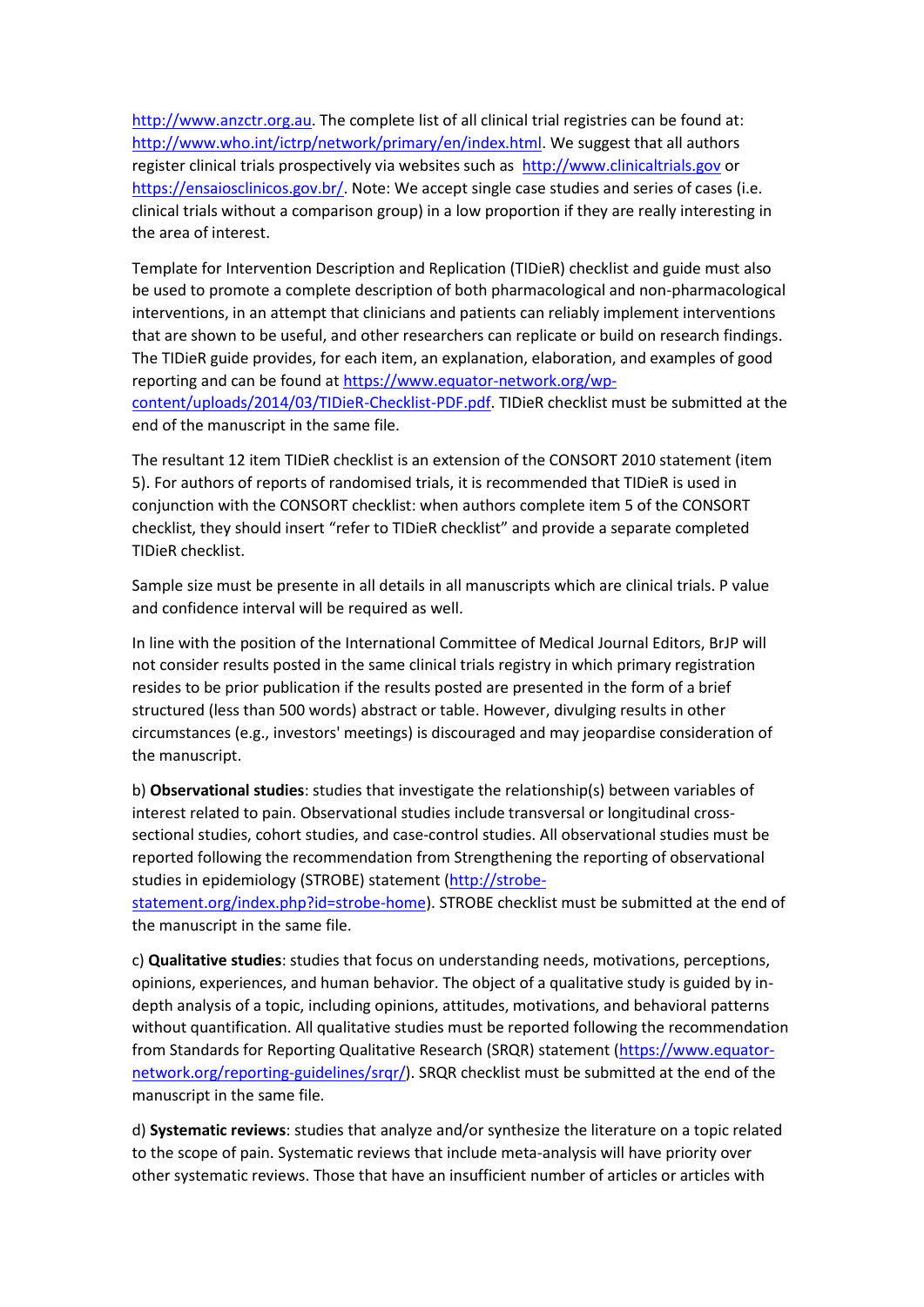http://www.anzctr.org.au. The complete list of all clinical trial registries can be found at: http://www.who.int/ictrp/network/primary/en/index.html. We suggest that all authors register clinical trials prospectively via websites such as http://www.clinicaltrials.gov or https://ensaiosclinicos.gov.br/. Note: We accept single case studies and series of cases (i.e. clinical trials without a comparison group) in a low proportion if they are really interesting in the area of interest.

Template for Intervention Description and Replication (TIDieR) checklist and guide must also be used to promote a complete description of both pharmacological and non-pharmacological interventions, in an attempt that clinicians and patients can reliably implement interventions that are shown to be useful, and other researchers can replicate or build on research findings. The TIDieR guide provides, for each item, an explanation, elaboration, and examples of good reporting and can be found at https://www.equator-network.org/wp-content/uploads/2014/03/TIDieR-Checklist-PDF.pdf. TIDieR checklist must be submitted at the end of the manuscript in the same file.

The resultant 12 item TIDieR checklist is an extension of the CONSORT 2010 statement (item 5). For authors of reports of randomised trials, it is recommended that TIDieR is used in conjunction with the CONSORT checklist: when authors complete item 5 of the CONSORT checklist, they should insert "refer to TIDieR checklist" and provide a separate completed TIDieR checklist.

Sample size must be presente in all details in all manuscripts which are clinical trials. P value and confidence interval will be required as well.

In line with the position of the International Committee of Medical Journal Editors, BrJP will not consider results posted in the same clinical trials registry in which primary registration resides to be prior publication if the results posted are presented in the form of a brief structured (less than 500 words) abstract or table. However, divulging results in other circumstances (e.g., investors' meetings) is discouraged and may jeopardise consideration of the manuscript.

b) **Observational studies**: studies that investigate the relationship(s) between variables of interest related to pain. Observational studies include transversal or longitudinal cross-sectional studies, cohort studies, and case-control studies. All observational studies must be reported following the recommendation from Strengthening the reporting of observational studies in epidemiology (STROBE) statement (http://strobe-statement.org/index.php?id=strobe-home). STROBE checklist must be submitted at the end of the manuscript in the same file.

c) **Qualitative studies**: studies that focus on understanding needs, motivations, perceptions, opinions, experiences, and human behavior. The object of a qualitative study is guided by in-depth analysis of a topic, including opinions, attitudes, motivations, and behavioral patterns without quantification. All qualitative studies must be reported following the recommendation from Standards for Reporting Qualitative Research (SRQR) statement (https://www.equator-network.org/reporting-guidelines/srqr/). SRQR checklist must be submitted at the end of the manuscript in the same file.

d) **Systematic reviews**: studies that analyze and/or synthesize the literature on a topic related to the scope of pain. Systematic reviews that include meta-analysis will have priority over other systematic reviews. Those that have an insufficient number of articles or articles with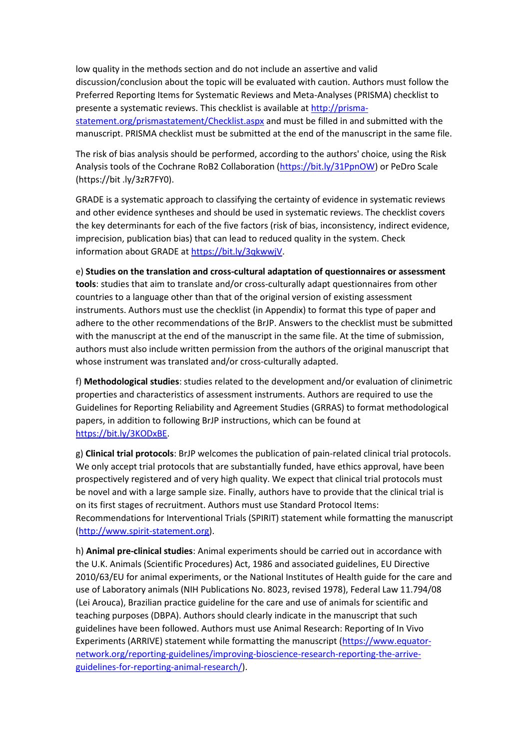low quality in the methods section and do not include an assertive and valid discussion/conclusion about the topic will be evaluated with caution. Authors must follow the Preferred Reporting Items for Systematic Reviews and Meta-Analyses (PRISMA) checklist to presente a systematic reviews. This checklist is available at http://prisma-statement.org/prismastatement/Checklist.aspx and must be filled in and submitted with the manuscript. PRISMA checklist must be submitted at the end of the manuscript in the same file.

The risk of bias analysis should be performed, according to the authors' choice, using the Risk Analysis tools of the Cochrane RoB2 Collaboration (https://bit.ly/31PpnOW) or PeDro Scale (https://bit .ly/3zR7FY0).

GRADE is a systematic approach to classifying the certainty of evidence in systematic reviews and other evidence syntheses and should be used in systematic reviews. The checklist covers the key determinants for each of the five factors (risk of bias, inconsistency, indirect evidence, imprecision, publication bias) that can lead to reduced quality in the system. Check information about GRADE at https://bit.ly/3qkwwjV.

e) **Studies on the translation and cross-cultural adaptation of questionnaires or assessment tools**: studies that aim to translate and/or cross-culturally adapt questionnaires from other countries to a language other than that of the original version of existing assessment instruments. Authors must use the checklist (in Appendix) to format this type of paper and adhere to the other recommendations of the BrJP. Answers to the checklist must be submitted with the manuscript at the end of the manuscript in the same file. At the time of submission, authors must also include written permission from the authors of the original manuscript that whose instrument was translated and/or cross-culturally adapted.

f) **Methodological studies**: studies related to the development and/or evaluation of clinimetric properties and characteristics of assessment instruments. Authors are required to use the Guidelines for Reporting Reliability and Agreement Studies (GRRAS) to format methodological papers, in addition to following BrJP instructions, which can be found at https://bit.ly/3KODxBE.

g) **Clinical trial protocols**: BrJP welcomes the publication of pain-related clinical trial protocols. We only accept trial protocols that are substantially funded, have ethics approval, have been prospectively registered and of very high quality. We expect that clinical trial protocols must be novel and with a large sample size. Finally, authors have to provide that the clinical trial is on its first stages of recruitment. Authors must use Standard Protocol Items: Recommendations for Interventional Trials (SPIRIT) statement while formatting the manuscript (http://www.spirit-statement.org).

h) **Animal pre-clinical studies**: Animal experiments should be carried out in accordance with the U.K. Animals (Scientific Procedures) Act, 1986 and associated guidelines, EU Directive 2010/63/EU for animal experiments, or the National Institutes of Health guide for the care and use of Laboratory animals (NIH Publications No. 8023, revised 1978), Federal Law 11.794/08 (Lei Arouca), Brazilian practice guideline for the care and use of animals for scientific and teaching purposes (DBPA). Authors should clearly indicate in the manuscript that such guidelines have been followed. Authors must use Animal Research: Reporting of In Vivo Experiments (ARRIVE) statement while formatting the manuscript (https://www.equator-network.org/reporting-guidelines/improving-bioscience-research-reporting-the-arrive-guidelines-for-reporting-animal-research/).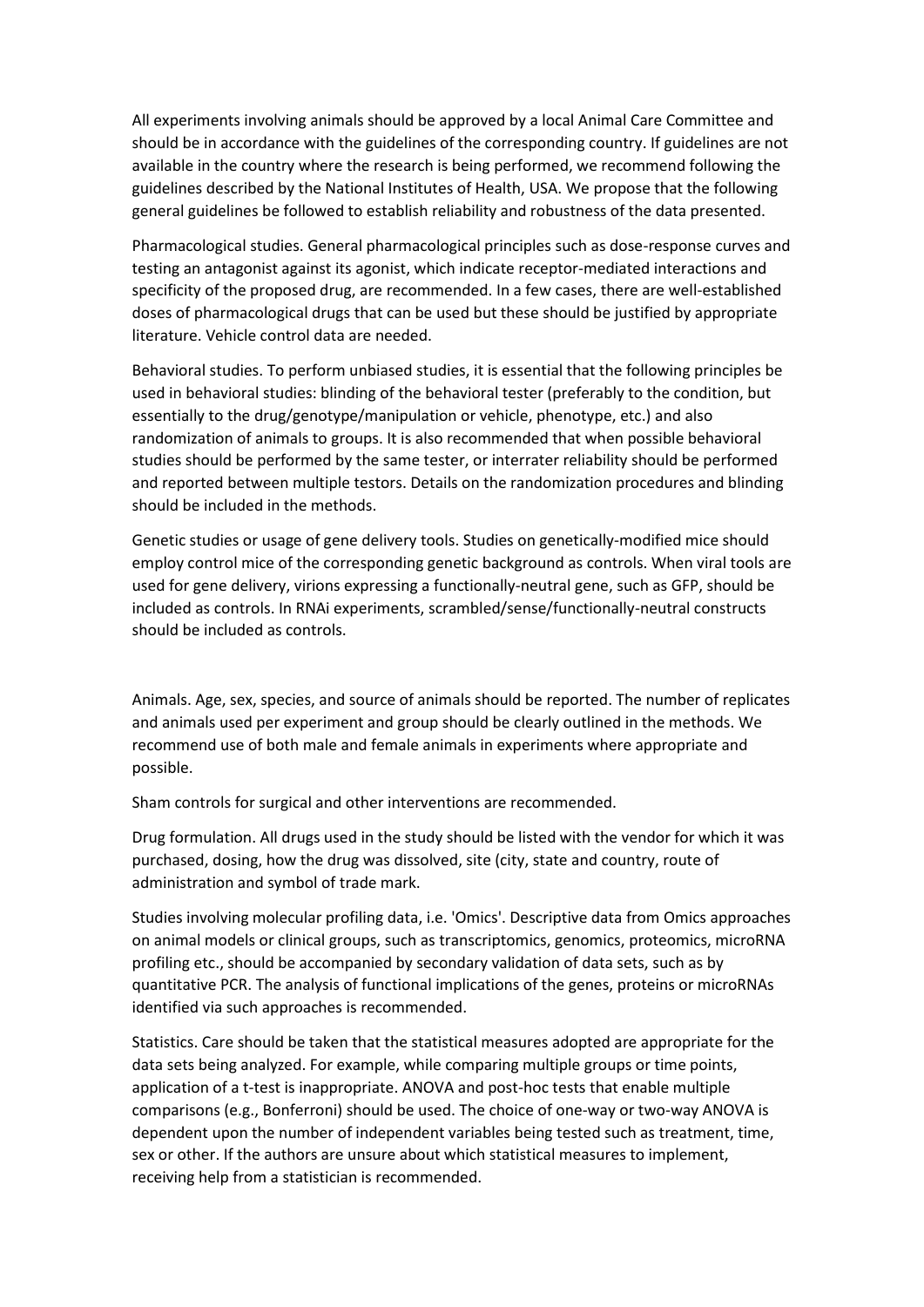All experiments involving animals should be approved by a local Animal Care Committee and should be in accordance with the guidelines of the corresponding country. If guidelines are not available in the country where the research is being performed, we recommend following the guidelines described by the National Institutes of Health, USA. We propose that the following general guidelines be followed to establish reliability and robustness of the data presented.

Pharmacological studies. General pharmacological principles such as dose-response curves and testing an antagonist against its agonist, which indicate receptor-mediated interactions and specificity of the proposed drug, are recommended. In a few cases, there are well-established doses of pharmacological drugs that can be used but these should be justified by appropriate literature. Vehicle control data are needed.

Behavioral studies. To perform unbiased studies, it is essential that the following principles be used in behavioral studies: blinding of the behavioral tester (preferably to the condition, but essentially to the drug/genotype/manipulation or vehicle, phenotype, etc.) and also randomization of animals to groups. It is also recommended that when possible behavioral studies should be performed by the same tester, or interrater reliability should be performed and reported between multiple testors. Details on the randomization procedures and blinding should be included in the methods.

Genetic studies or usage of gene delivery tools. Studies on genetically-modified mice should employ control mice of the corresponding genetic background as controls. When viral tools are used for gene delivery, virions expressing a functionally-neutral gene, such as GFP, should be included as controls. In RNAi experiments, scrambled/sense/functionally-neutral constructs should be included as controls.

Animals. Age, sex, species, and source of animals should be reported. The number of replicates and animals used per experiment and group should be clearly outlined in the methods. We recommend use of both male and female animals in experiments where appropriate and possible.

Sham controls for surgical and other interventions are recommended.

Drug formulation. All drugs used in the study should be listed with the vendor for which it was purchased, dosing, how the drug was dissolved, site (city, state and country, route of administration and symbol of trade mark.

Studies involving molecular profiling data, i.e. 'Omics'. Descriptive data from Omics approaches on animal models or clinical groups, such as transcriptomics, genomics, proteomics, microRNA profiling etc., should be accompanied by secondary validation of data sets, such as by quantitative PCR. The analysis of functional implications of the genes, proteins or microRNAs identified via such approaches is recommended.

Statistics. Care should be taken that the statistical measures adopted are appropriate for the data sets being analyzed. For example, while comparing multiple groups or time points, application of a t-test is inappropriate. ANOVA and post-hoc tests that enable multiple comparisons (e.g., Bonferroni) should be used. The choice of one-way or two-way ANOVA is dependent upon the number of independent variables being tested such as treatment, time, sex or other. If the authors are unsure about which statistical measures to implement, receiving help from a statistician is recommended.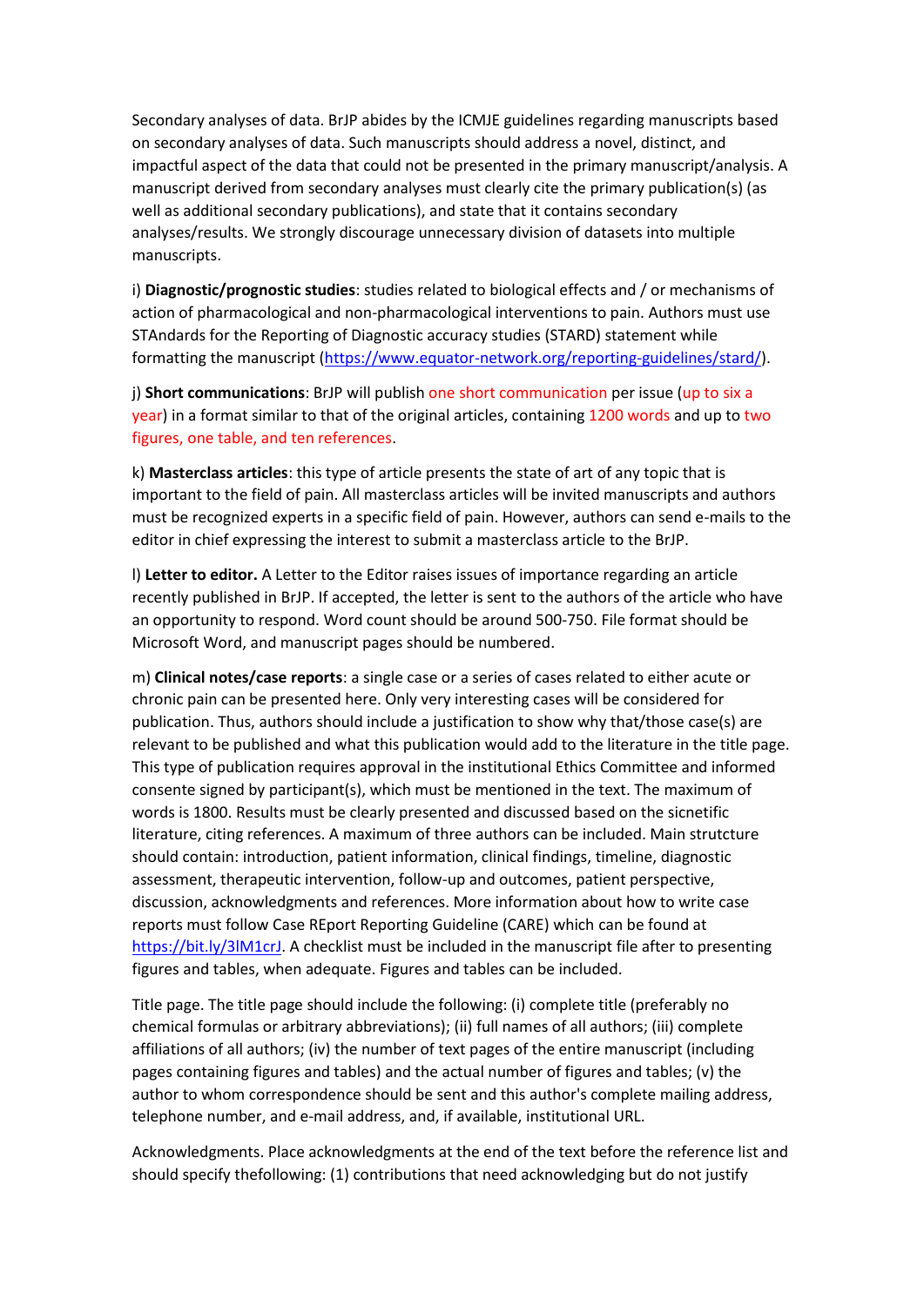Secondary analyses of data. BrJP abides by the ICMJE guidelines regarding manuscripts based on secondary analyses of data. Such manuscripts should address a novel, distinct, and impactful aspect of the data that could not be presented in the primary manuscript/analysis. A manuscript derived from secondary analyses must clearly cite the primary publication(s) (as well as additional secondary publications), and state that it contains secondary analyses/results. We strongly discourage unnecessary division of datasets into multiple manuscripts.

i) **Diagnostic/prognostic studies**: studies related to biological effects and / or mechanisms of action of pharmacological and non-pharmacological interventions to pain. Authors must use STAndards for the Reporting of Diagnostic accuracy studies (STARD) statement while formatting the manuscript (https://www.equator-network.org/reporting-guidelines/stard/).

j) **Short communications**: BrJP will publish one short communication per issue (up to six a year) in a format similar to that of the original articles, containing 1200 words and up to two figures, one table, and ten references.

k) **Masterclass articles**: this type of article presents the state of art of any topic that is important to the field of pain. All masterclass articles will be invited manuscripts and authors must be recognized experts in a specific field of pain. However, authors can send e-mails to the editor in chief expressing the interest to submit a masterclass article to the BrJP.

l) **Letter to editor.** A Letter to the Editor raises issues of importance regarding an article recently published in BrJP. If accepted, the letter is sent to the authors of the article who have an opportunity to respond. Word count should be around 500-750. File format should be Microsoft Word, and manuscript pages should be numbered.

m) **Clinical notes/case reports**: a single case or a series of cases related to either acute or chronic pain can be presented here. Only very interesting cases will be considered for publication. Thus, authors should include a justification to show why that/those case(s) are relevant to be published and what this publication would add to the literature in the title page. This type of publication requires approval in the institutional Ethics Committee and informed consente signed by participant(s), which must be mentioned in the text. The maximum of words is 1800. Results must be clearly presented and discussed based on the sicnetific literature, citing references. A maximum of three authors can be included. Main strutcture should contain: introduction, patient information, clinical findings, timeline, diagnostic assessment, therapeutic intervention, follow-up and outcomes, patient perspective, discussion, acknowledgments and references. More information about how to write case reports must follow Case REport Reporting Guideline (CARE) which can be found at https://bit.ly/3lM1crJ. A checklist must be included in the manuscript file after to presenting figures and tables, when adequate. Figures and tables can be included.

Title page. The title page should include the following: (i) complete title (preferably no chemical formulas or arbitrary abbreviations); (ii) full names of all authors; (iii) complete affiliations of all authors; (iv) the number of text pages of the entire manuscript (including pages containing figures and tables) and the actual number of figures and tables; (v) the author to whom correspondence should be sent and this author's complete mailing address, telephone number, and e-mail address, and, if available, institutional URL.

Acknowledgments. Place acknowledgments at the end of the text before the reference list and should specify thefollowing: (1) contributions that need acknowledging but do not justify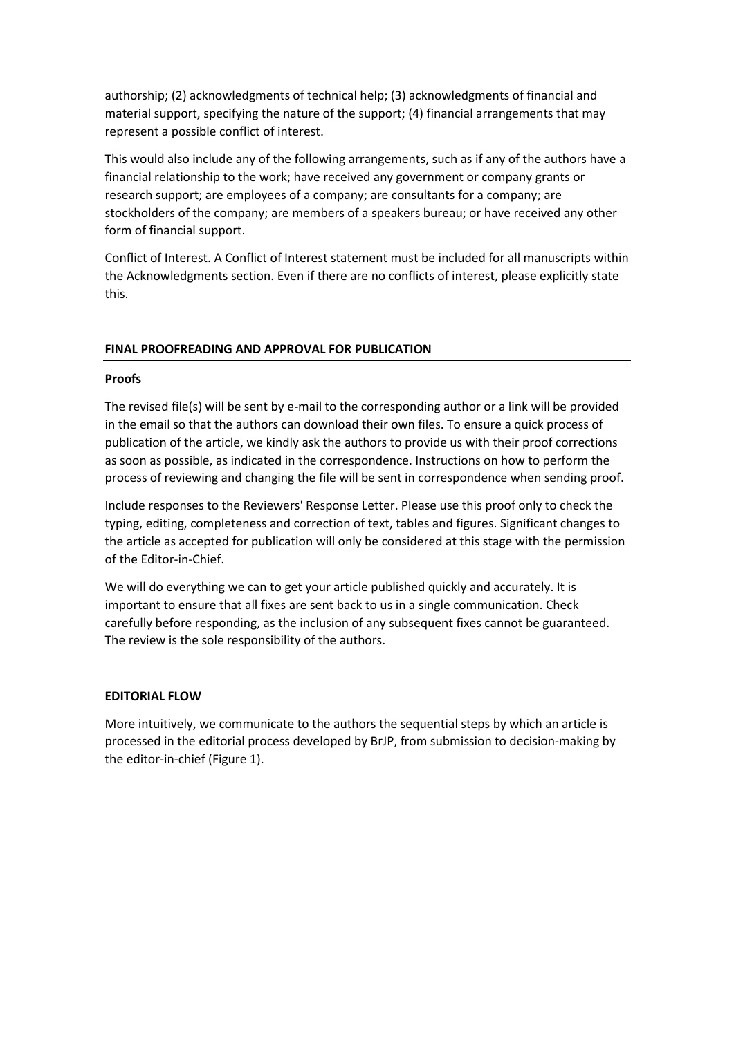authorship; (2) acknowledgments of technical help; (3) acknowledgments of financial and material support, specifying the nature of the support; (4) financial arrangements that may represent a possible conflict of interest.

This would also include any of the following arrangements, such as if any of the authors have a financial relationship to the work; have received any government or company grants or research support; are employees of a company; are consultants for a company; are stockholders of the company; are members of a speakers bureau; or have received any other form of financial support.

Conflict of Interest. A Conflict of Interest statement must be included for all manuscripts within the Acknowledgments section. Even if there are no conflicts of interest, please explicitly state this.

## FINAL PROOFREADING AND APPROVAL FOR PUBLICATION

### Proofs

The revised file(s) will be sent by e-mail to the corresponding author or a link will be provided in the email so that the authors can download their own files. To ensure a quick process of publication of the article, we kindly ask the authors to provide us with their proof corrections as soon as possible, as indicated in the correspondence. Instructions on how to perform the process of reviewing and changing the file will be sent in correspondence when sending proof.

Include responses to the Reviewers' Response Letter. Please use this proof only to check the typing, editing, completeness and correction of text, tables and figures. Significant changes to the article as accepted for publication will only be considered at this stage with the permission of the Editor-in-Chief.

We will do everything we can to get your article published quickly and accurately. It is important to ensure that all fixes are sent back to us in a single communication. Check carefully before responding, as the inclusion of any subsequent fixes cannot be guaranteed. The review is the sole responsibility of the authors.

## EDITORIAL FLOW

More intuitively, we communicate to the authors the sequential steps by which an article is processed in the editorial process developed by BrJP, from submission to decision-making by the editor-in-chief (Figure 1).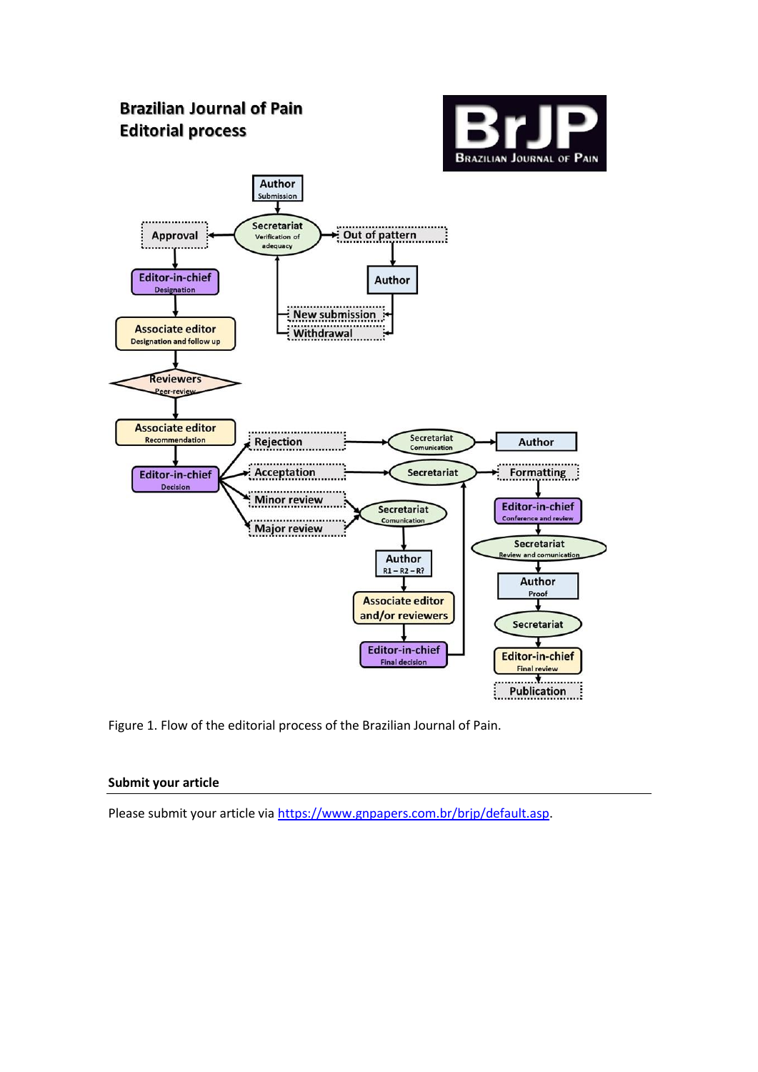**Brazilian Journal of Pain**
**Editorial process**

BrJP
BRAZILIAN JOURNAL OF PAIN

Author
Submission

Secretariat
Verification of adequacy

Approval

Out of pattern

Author

New submission

Withdrawal

Editor-in-chief
Designation

Associate editor
Designation and follow up

Reviewers
Peer-review

Associate editor
Recommendation

Editor-in-chief
Decision

Rejection

Acceptation

Minor review

Major review

Secretariat
Comunication

Author

Secretariat

Formatting

Secretariat
Comunication

Author
R1 – R2 – R?

Associate editor and/or reviewers

Editor-in-chief
Final decision

Editor-in-chief
Conference and review

Secretariat
Review and comunication

Author
Proof

Secretariat

Editor-in-chief
Final review

Publication

Figure 1. Flow of the editorial process of the Brazilian Journal of Pain.

## Submit your article

Please submit your article via https://www.gnpapers.com.br/brjp/default.asp.